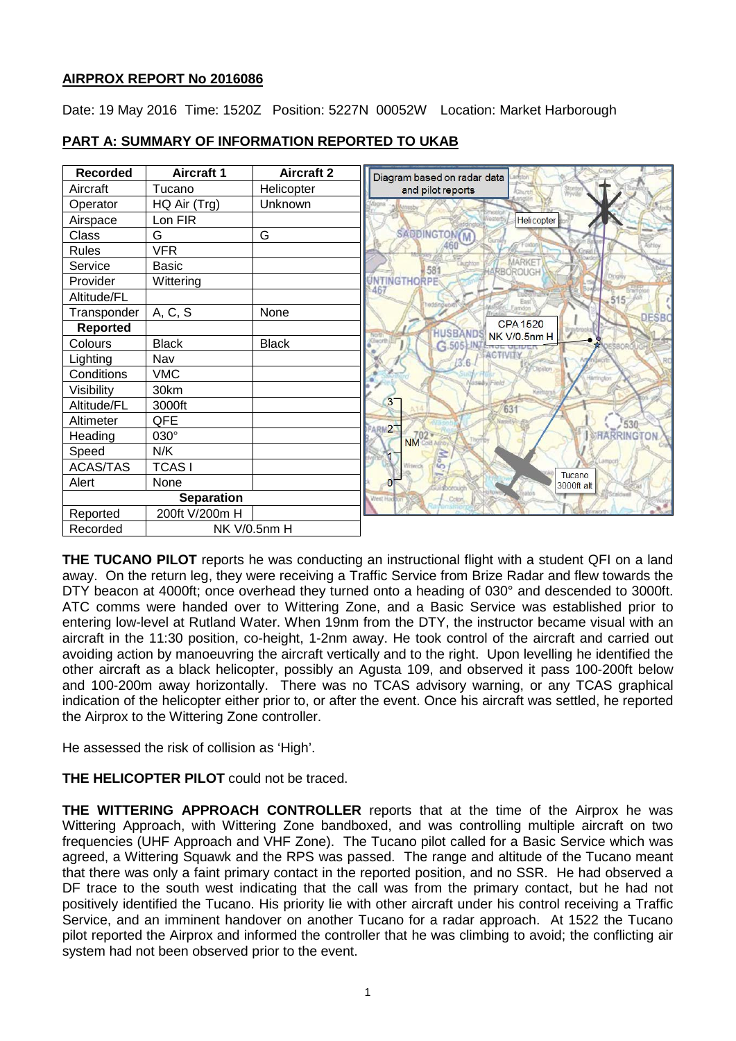**AIRPROX REPORT No 2016086**

Date: 19 May 2016 Time: 1520Z Position: 5227N 00052W Location: Market Harborough

## PART A: SUMMARY OF INFORMATION REPORTED TO UKAB

| Recorded | Aircraft 1 | Aircraft 2 |
|---|---|---|
| Aircraft | Tucano | Helicopter |
| Operator | HQ Air (Trg) | Unknown |
| Airspace | Lon FIR | |
| Class | G | G |
| Rules | VFR | |
| Service | Basic | |
| Provider | Wittering | |
| Altitude/FL | | |
| Transponder | A, C, S | None |
| **Reported** | | |
| Colours | Black | Black |
| Lighting | Nav | |
| Conditions | VMC | |
| Visibility | 30km | |
| Altitude/FL | 3000ft | |
| Altimeter | QFE | |
| Heading | 030° | |
| Speed | N/K | |
| ACAS/TAS | TCAS I | |
| Alert | None | |
| **Separation** | | |
| Reported | 200ft V/200m H | |
| Recorded | NK V/0.5nm H | |

Diagram based on radar data and pilot reports

**THE TUCANO PILOT** reports he was conducting an instructional flight with a student QFI on a land away. On the return leg, they were receiving a Traffic Service from Brize Radar and flew towards the DTY beacon at 4000ft; once overhead they turned onto a heading of 030° and descended to 3000ft. ATC comms were handed over to Wittering Zone, and a Basic Service was established prior to entering low-level at Rutland Water. When 19nm from the DTY, the instructor became visual with an aircraft in the 11:30 position, co-height, 1-2nm away. He took control of the aircraft and carried out avoiding action by manoeuvring the aircraft vertically and to the right. Upon levelling he identified the other aircraft as a black helicopter, possibly an Agusta 109, and observed it pass 100-200ft below and 100-200m away horizontally. There was no TCAS advisory warning, or any TCAS graphical indication of the helicopter either prior to, or after the event. Once his aircraft was settled, he reported the Airprox to the Wittering Zone controller.

He assessed the risk of collision as 'High'.

**THE HELICOPTER PILOT** could not be traced.

**THE WITTERING APPROACH CONTROLLER** reports that at the time of the Airprox he was Wittering Approach, with Wittering Zone bandboxed, and was controlling multiple aircraft on two frequencies (UHF Approach and VHF Zone). The Tucano pilot called for a Basic Service which was agreed, a Wittering Squawk and the RPS was passed. The range and altitude of the Tucano meant that there was only a faint primary contact in the reported position, and no SSR. He had observed a DF trace to the south west indicating that the call was from the primary contact, but he had not positively identified the Tucano. His priority lie with other aircraft under his control receiving a Traffic Service, and an imminent handover on another Tucano for a radar approach. At 1522 the Tucano pilot reported the Airprox and informed the controller that he was climbing to avoid; the conflicting air system had not been observed prior to the event.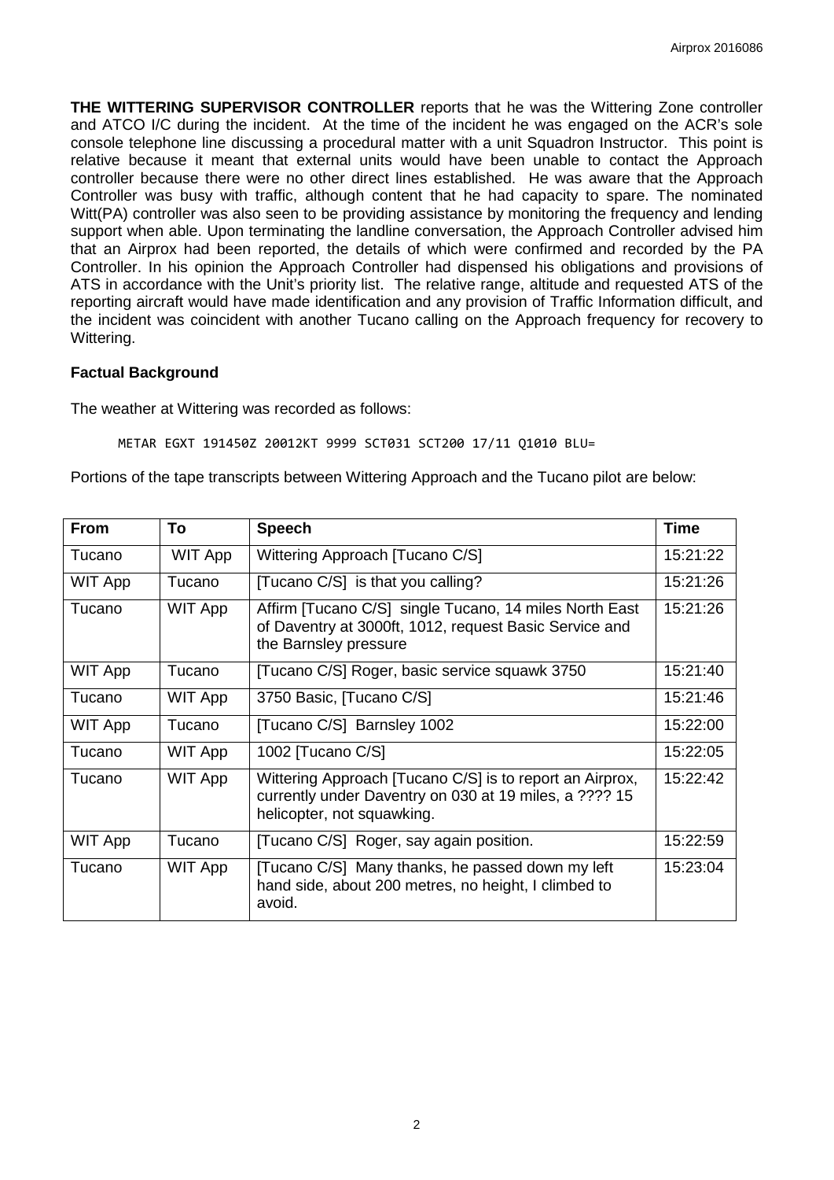**THE WITTERING SUPERVISOR CONTROLLER** reports that he was the Wittering Zone controller and ATCO I/C during the incident. At the time of the incident he was engaged on the ACR's sole console telephone line discussing a procedural matter with a unit Squadron Instructor. This point is relative because it meant that external units would have been unable to contact the Approach controller because there were no other direct lines established. He was aware that the Approach Controller was busy with traffic, although content that he had capacity to spare. The nominated Witt(PA) controller was also seen to be providing assistance by monitoring the frequency and lending support when able. Upon terminating the landline conversation, the Approach Controller advised him that an Airprox had been reported, the details of which were confirmed and recorded by the PA Controller. In his opinion the Approach Controller had dispensed his obligations and provisions of ATS in accordance with the Unit's priority list. The relative range, altitude and requested ATS of the reporting aircraft would have made identification and any provision of Traffic Information difficult, and the incident was coincident with another Tucano calling on the Approach frequency for recovery to Wittering.

### Factual Background

The weather at Wittering was recorded as follows:

```
METAR EGXT 191450Z 20012KT 9999 SCT031 SCT200 17/11 Q1010 BLU=
```

Portions of the tape transcripts between Wittering Approach and the Tucano pilot are below:

| From | To | Speech | Time |
|---|---|---|---|
| Tucano | WIT App | Wittering Approach [Tucano C/S] | 15:21:22 |
| WIT App | Tucano | [Tucano C/S] is that you calling? | 15:21:26 |
| Tucano | WIT App | Affirm [Tucano C/S] single Tucano, 14 miles North East of Daventry at 3000ft, 1012, request Basic Service and the Barnsley pressure | 15:21:26 |
| WIT App | Tucano | [Tucano C/S] Roger, basic service squawk 3750 | 15:21:40 |
| Tucano | WIT App | 3750 Basic, [Tucano C/S] | 15:21:46 |
| WIT App | Tucano | [Tucano C/S] Barnsley 1002 | 15:22:00 |
| Tucano | WIT App | 1002 [Tucano C/S] | 15:22:05 |
| Tucano | WIT App | Wittering Approach [Tucano C/S] is to report an Airprox, currently under Daventry on 030 at 19 miles, a ???? 15 helicopter, not squawking. | 15:22:42 |
| WIT App | Tucano | [Tucano C/S] Roger, say again position. | 15:22:59 |
| Tucano | WIT App | [Tucano C/S] Many thanks, he passed down my left hand side, about 200 metres, no height, I climbed to avoid. | 15:23:04 |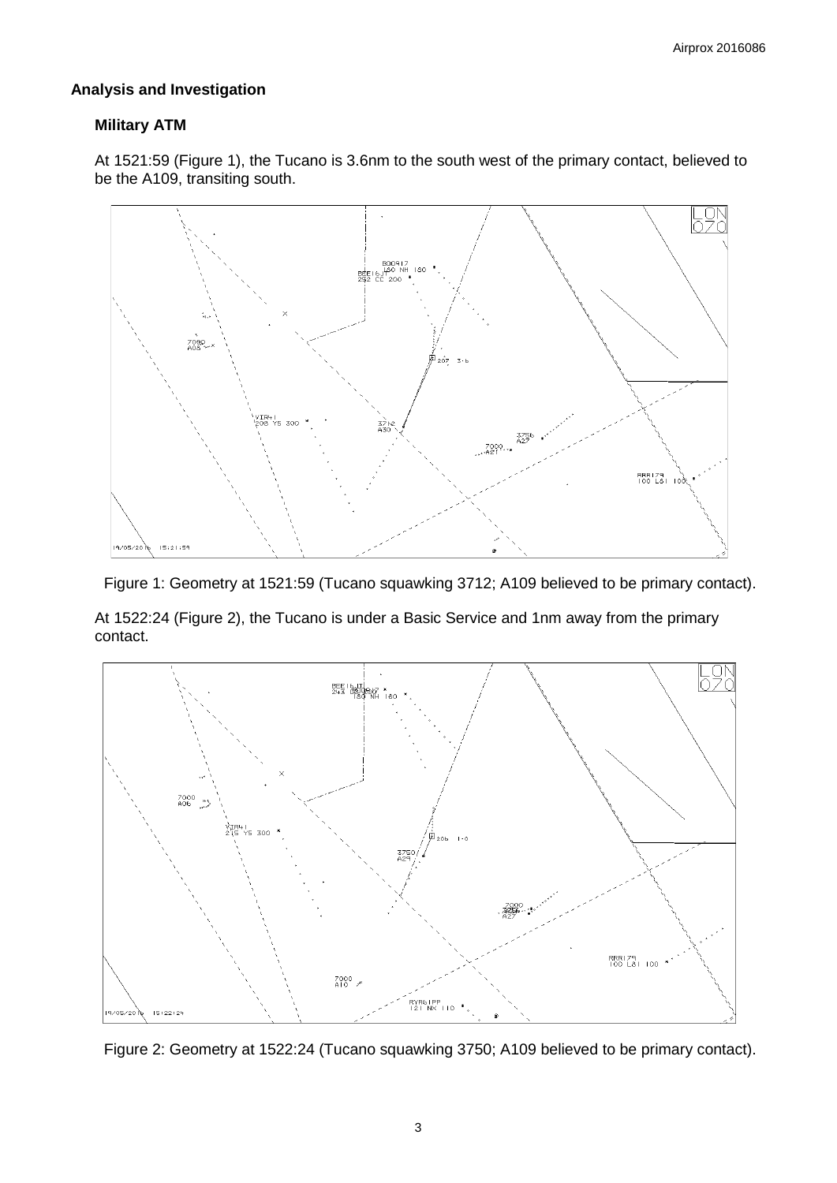## Analysis and Investigation

### Military ATM

At 1521:59 (Figure 1), the Tucano is 3.6nm to the south west of the primary contact, believed to be the A109, transiting south.

Figure 1: Geometry at 1521:59 (Tucano squawking 3712; A109 believed to be primary contact).

At 1522:24 (Figure 2), the Tucano is under a Basic Service and 1nm away from the primary contact.

Figure 2: Geometry at 1522:24 (Tucano squawking 3750; A109 believed to be primary contact).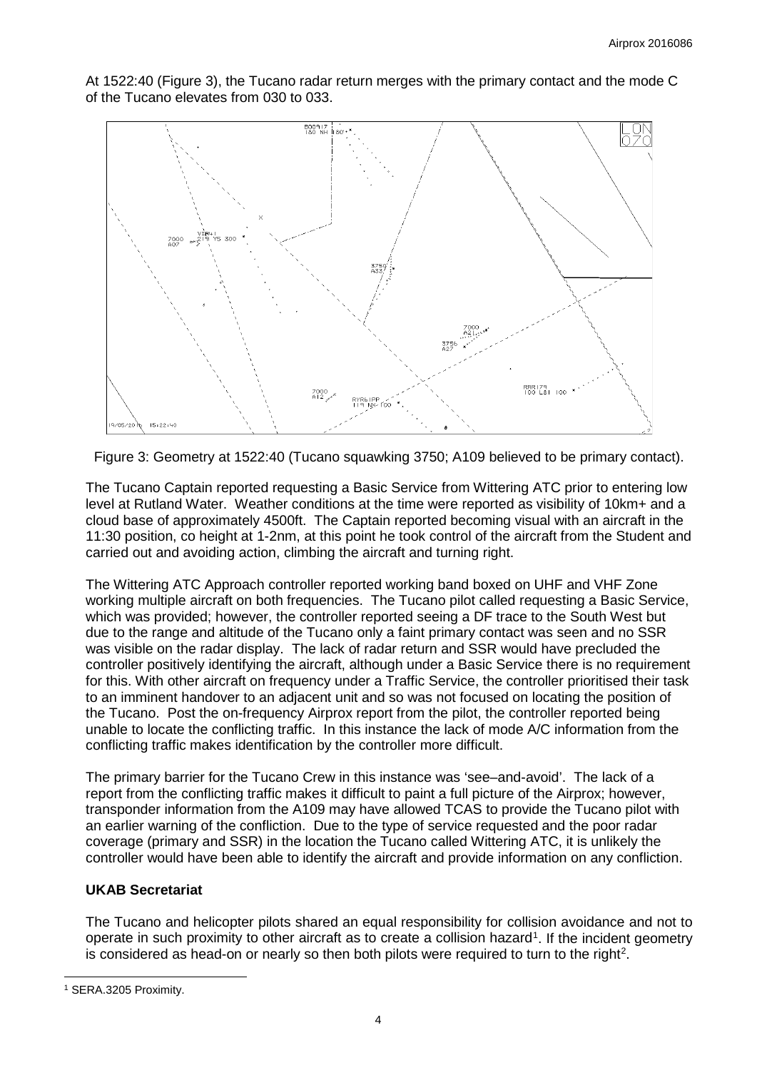At 1522:40 (Figure 3), the Tucano radar return merges with the primary contact and the mode C of the Tucano elevates from 030 to 033.

Figure 3: Geometry at 1522:40 (Tucano squawking 3750; A109 believed to be primary contact).

The Tucano Captain reported requesting a Basic Service from Wittering ATC prior to entering low level at Rutland Water. Weather conditions at the time were reported as visibility of 10km+ and a cloud base of approximately 4500ft. The Captain reported becoming visual with an aircraft in the 11:30 position, co height at 1-2nm, at this point he took control of the aircraft from the Student and carried out and avoiding action, climbing the aircraft and turning right.

The Wittering ATC Approach controller reported working band boxed on UHF and VHF Zone working multiple aircraft on both frequencies. The Tucano pilot called requesting a Basic Service, which was provided; however, the controller reported seeing a DF trace to the South West but due to the range and altitude of the Tucano only a faint primary contact was seen and no SSR was visible on the radar display. The lack of radar return and SSR would have precluded the controller positively identifying the aircraft, although under a Basic Service there is no requirement for this. With other aircraft on frequency under a Traffic Service, the controller prioritised their task to an imminent handover to an adjacent unit and so was not focused on locating the position of the Tucano. Post the on-frequency Airprox report from the pilot, the controller reported being unable to locate the conflicting traffic. In this instance the lack of mode A/C information from the conflicting traffic makes identification by the controller more difficult.

The primary barrier for the Tucano Crew in this instance was 'see–and-avoid'. The lack of a report from the conflicting traffic makes it difficult to paint a full picture of the Airprox; however, transponder information from the A109 may have allowed TCAS to provide the Tucano pilot with an earlier warning of the confliction. Due to the type of service requested and the poor radar coverage (primary and SSR) in the location the Tucano called Wittering ATC, it is unlikely the controller would have been able to identify the aircraft and provide information on any confliction.

## UKAB Secretariat

The Tucano and helicopter pilots shared an equal responsibility for collision avoidance and not to operate in such proximity to other aircraft as to create a collision hazard[1]. If the incident geometry is considered as head-on or nearly so then both pilots were required to turn to the right[2].

[1] SERA.3205 Proximity.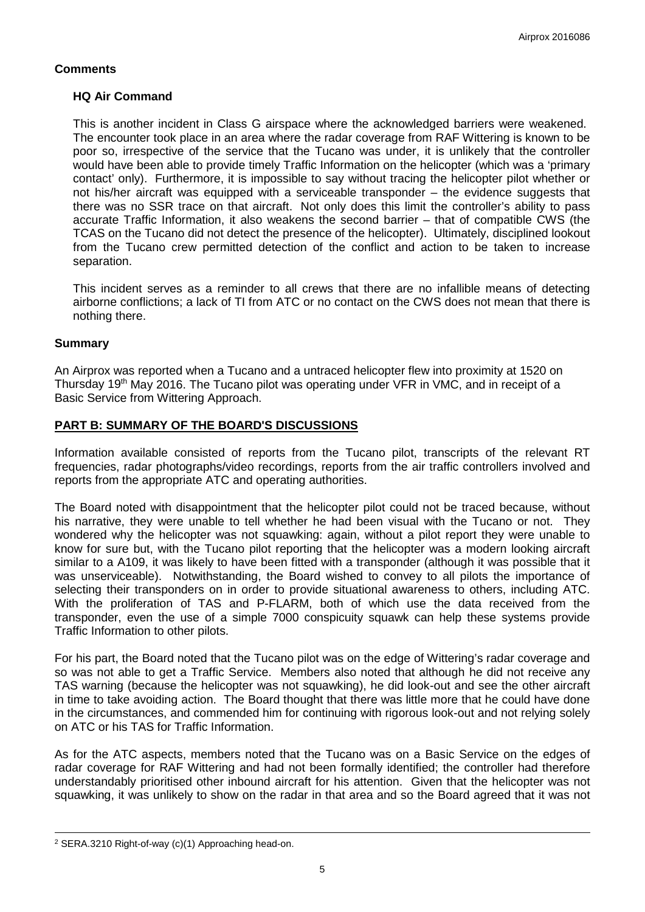## Comments

### HQ Air Command

This is another incident in Class G airspace where the acknowledged barriers were weakened. The encounter took place in an area where the radar coverage from RAF Wittering is known to be poor so, irrespective of the service that the Tucano was under, it is unlikely that the controller would have been able to provide timely Traffic Information on the helicopter (which was a 'primary contact' only). Furthermore, it is impossible to say without tracing the helicopter pilot whether or not his/her aircraft was equipped with a serviceable transponder – the evidence suggests that there was no SSR trace on that aircraft. Not only does this limit the controller's ability to pass accurate Traffic Information, it also weakens the second barrier – that of compatible CWS (the TCAS on the Tucano did not detect the presence of the helicopter). Ultimately, disciplined lookout from the Tucano crew permitted detection of the conflict and action to be taken to increase separation.

This incident serves as a reminder to all crews that there are no infallible means of detecting airborne conflictions; a lack of TI from ATC or no contact on the CWS does not mean that there is nothing there.

## Summary

An Airprox was reported when a Tucano and a untraced helicopter flew into proximity at 1520 on Thursday 19th May 2016. The Tucano pilot was operating under VFR in VMC, and in receipt of a Basic Service from Wittering Approach.

## PART B: SUMMARY OF THE BOARD'S DISCUSSIONS

Information available consisted of reports from the Tucano pilot, transcripts of the relevant RT frequencies, radar photographs/video recordings, reports from the air traffic controllers involved and reports from the appropriate ATC and operating authorities.

The Board noted with disappointment that the helicopter pilot could not be traced because, without his narrative, they were unable to tell whether he had been visual with the Tucano or not. They wondered why the helicopter was not squawking: again, without a pilot report they were unable to know for sure but, with the Tucano pilot reporting that the helicopter was a modern looking aircraft similar to a A109, it was likely to have been fitted with a transponder (although it was possible that it was unserviceable). Notwithstanding, the Board wished to convey to all pilots the importance of selecting their transponders on in order to provide situational awareness to others, including ATC. With the proliferation of TAS and P-FLARM, both of which use the data received from the transponder, even the use of a simple 7000 conspicuity squawk can help these systems provide Traffic Information to other pilots.

For his part, the Board noted that the Tucano pilot was on the edge of Wittering's radar coverage and so was not able to get a Traffic Service. Members also noted that although he did not receive any TAS warning (because the helicopter was not squawking), he did look-out and see the other aircraft in time to take avoiding action. The Board thought that there was little more that he could have done in the circumstances, and commended him for continuing with rigorous look-out and not relying solely on ATC or his TAS for Traffic Information.

As for the ATC aspects, members noted that the Tucano was on a Basic Service on the edges of radar coverage for RAF Wittering and had not been formally identified; the controller had therefore understandably prioritised other inbound aircraft for his attention. Given that the helicopter was not squawking, it was unlikely to show on the radar in that area and so the Board agreed that it was not

[2] SERA.3210 Right-of-way (c)(1) Approaching head-on.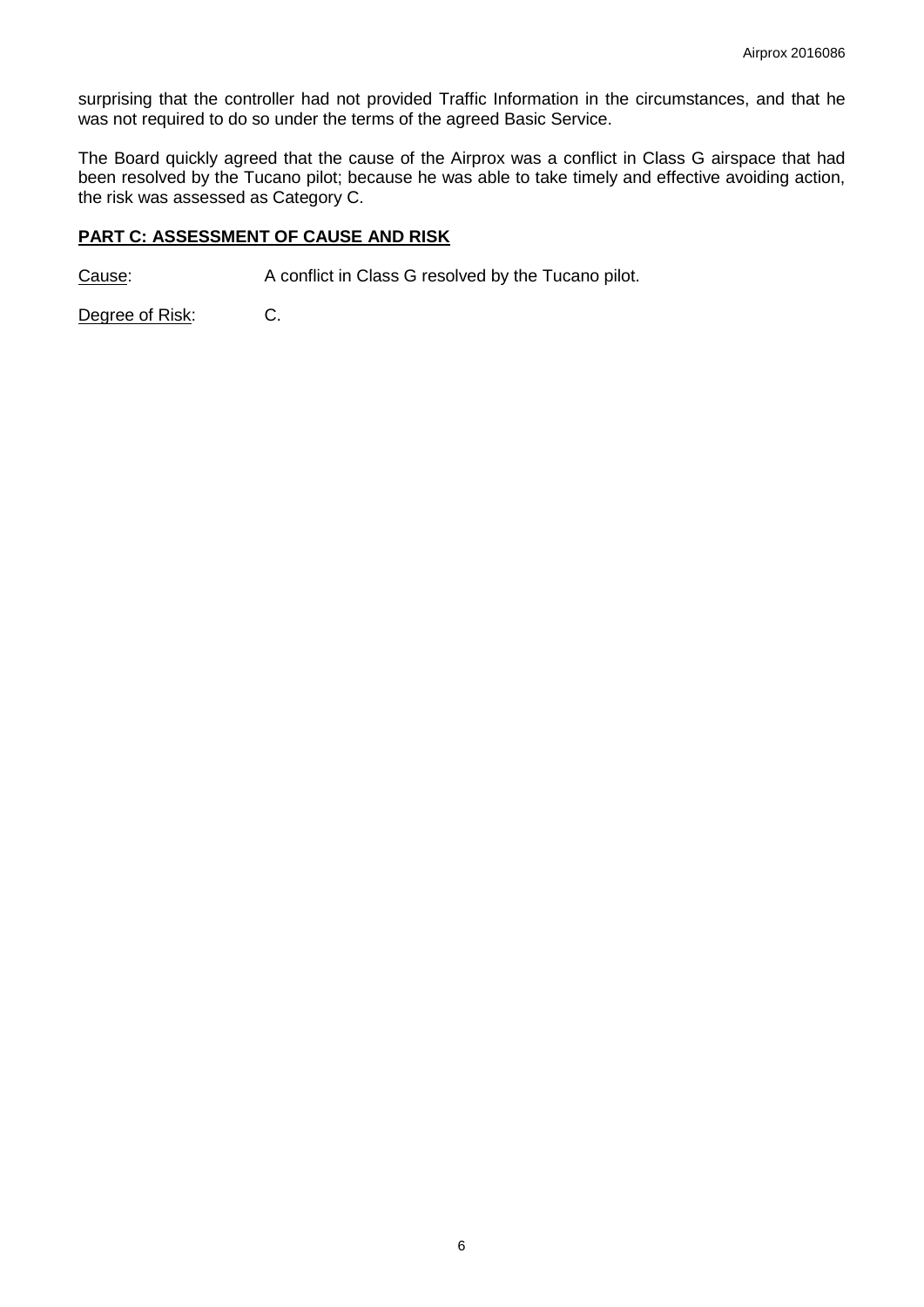surprising that the controller had not provided Traffic Information in the circumstances, and that he was not required to do so under the terms of the agreed Basic Service.

The Board quickly agreed that the cause of the Airprox was a conflict in Class G airspace that had been resolved by the Tucano pilot; because he was able to take timely and effective avoiding action, the risk was assessed as Category C.

## PART C: ASSESSMENT OF CAUSE AND RISK

Cause: A conflict in Class G resolved by the Tucano pilot.

Degree of Risk: C.